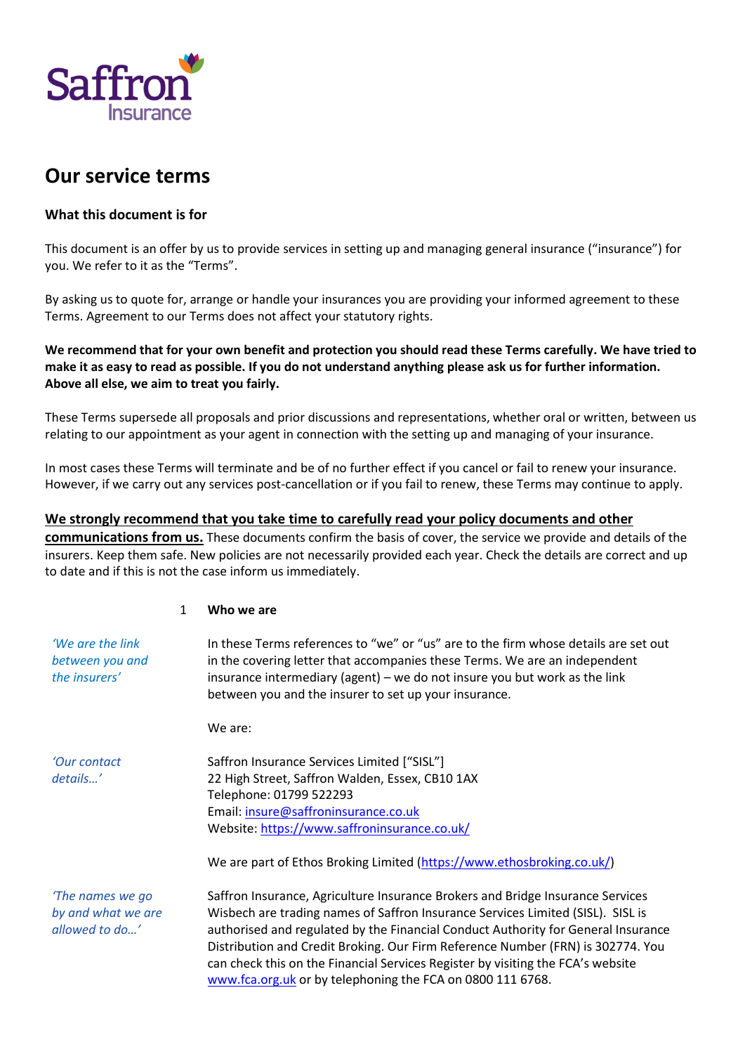# Our service terms

### What this document is for

This document is an offer by us to provide services in setting up and managing general insurance ("insurance") for you. We refer to it as the "Terms".

By asking us to quote for, arrange or handle your insurances you are providing your informed agreement to these Terms. Agreement to our Terms does not affect your statutory rights.

**We recommend that for your own benefit and protection you should read these Terms carefully. We have tried to make it as easy to read as possible. If you do not understand anything please ask us for further information. Above all else, we aim to treat you fairly.**

These Terms supersede all proposals and prior discussions and representations, whether oral or written, between us relating to our appointment as your agent in connection with the setting up and managing of your insurance.

In most cases these Terms will terminate and be of no further effect if you cancel or fail to renew your insurance. However, if we carry out any services post-cancellation or if you fail to renew, these Terms may continue to apply.

**We strongly recommend that you take time to carefully read your policy documents and other communications from us.** These documents confirm the basis of cover, the service we provide and details of the insurers. Keep them safe. New policies are not necessarily provided each year. Check the details are correct and up to date and if this is not the case inform us immediately.

## 1 Who we are

*'We are the link between you and the insurers'*

In these Terms references to "we" or "us" are to the firm whose details are set out in the covering letter that accompanies these Terms. We are an independent insurance intermediary (agent) – we do not insure you but work as the link between you and the insurer to set up your insurance.

We are:

*'Our contact details…'*

Saffron Insurance Services Limited ["SISL"]
22 High Street, Saffron Walden, Essex, CB10 1AX
Telephone: 01799 522293
Email: [insure@saffroninsurance.co.uk](mailto:insure@saffroninsurance.co.uk)
Website: [https://www.saffroninsurance.co.uk/](https://www.saffroninsurance.co.uk/)

We are part of Ethos Broking Limited ([https://www.ethosbroking.co.uk/](https://www.ethosbroking.co.uk/))

*'The names we go by and what we are allowed to do…'*

Saffron Insurance, Agriculture Insurance Brokers and Bridge Insurance Services Wisbech are trading names of Saffron Insurance Services Limited (SISL). SISL is authorised and regulated by the Financial Conduct Authority for General Insurance Distribution and Credit Broking. Our Firm Reference Number (FRN) is 302774. You can check this on the Financial Services Register by visiting the FCA's website [www.fca.org.uk](http://www.fca.org.uk) or by telephoning the FCA on 0800 111 6768.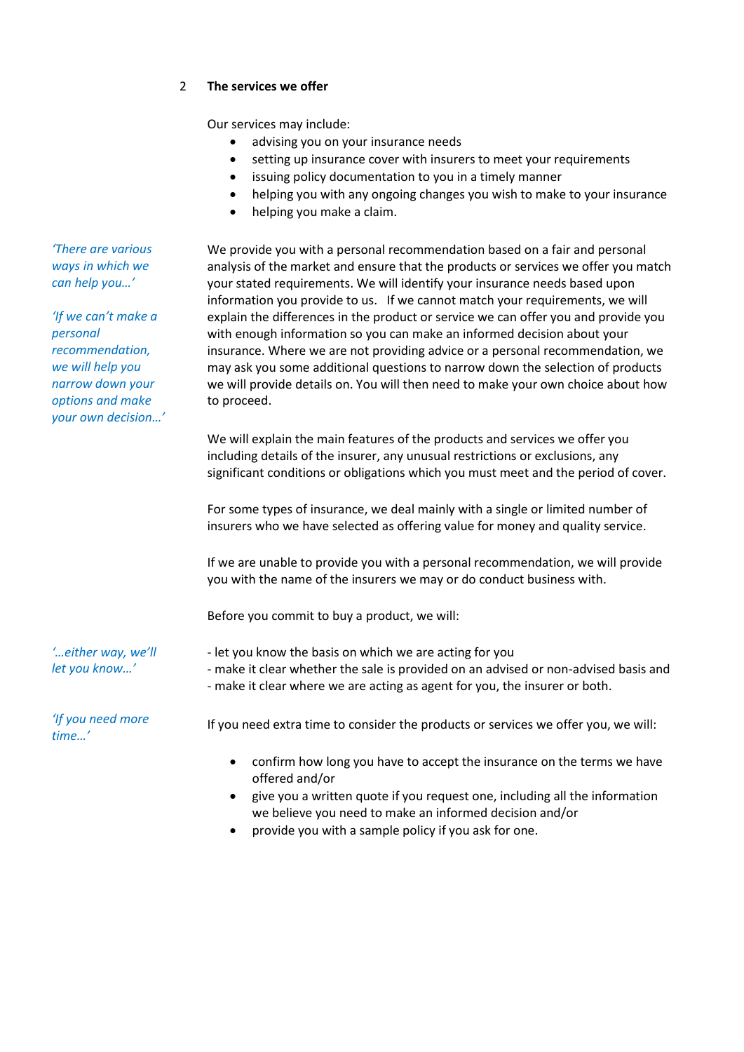## 2 The services we offer

Our services may include:

- advising you on your insurance needs
- setting up insurance cover with insurers to meet your requirements
- issuing policy documentation to you in a timely manner
- helping you with any ongoing changes you wish to make to your insurance
- helping you make a claim.

*'There are various ways in which we can help you…'*

*'If we can't make a personal recommendation, we will help you narrow down your options and make your own decision…'*

We provide you with a personal recommendation based on a fair and personal analysis of the market and ensure that the products or services we offer you match your stated requirements. We will identify your insurance needs based upon information you provide to us. If we cannot match your requirements, we will explain the differences in the product or service we can offer you and provide you with enough information so you can make an informed decision about your insurance. Where we are not providing advice or a personal recommendation, we may ask you some additional questions to narrow down the selection of products we will provide details on. You will then need to make your own choice about how to proceed.

We will explain the main features of the products and services we offer you including details of the insurer, any unusual restrictions or exclusions, any significant conditions or obligations which you must meet and the period of cover.

For some types of insurance, we deal mainly with a single or limited number of insurers who we have selected as offering value for money and quality service.

If we are unable to provide you with a personal recommendation, we will provide you with the name of the insurers we may or do conduct business with.

Before you commit to buy a product, we will:

*'…either way, we'll let you know…'*

- let you know the basis on which we are acting for you
- make it clear whether the sale is provided on an advised or non-advised basis and
- make it clear where we are acting as agent for you, the insurer or both.

*'If you need more time…'*

If you need extra time to consider the products or services we offer you, we will:

- confirm how long you have to accept the insurance on the terms we have offered and/or
- give you a written quote if you request one, including all the information we believe you need to make an informed decision and/or
- provide you with a sample policy if you ask for one.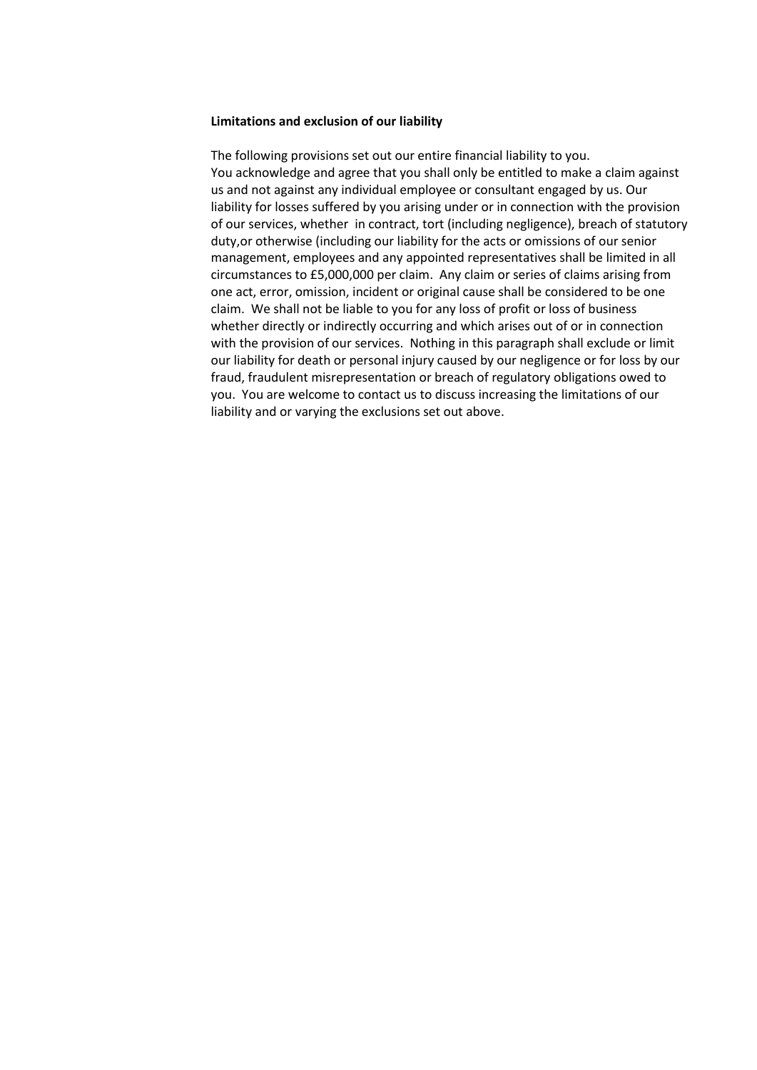**Limitations and exclusion of our liability**

The following provisions set out our entire financial liability to you.
You acknowledge and agree that you shall only be entitled to make a claim against us and not against any individual employee or consultant engaged by us. Our liability for losses suffered by you arising under or in connection with the provision of our services, whether in contract, tort (including negligence), breach of statutory duty,or otherwise (including our liability for the acts or omissions of our senior management, employees and any appointed representatives shall be limited in all circumstances to £5,000,000 per claim. Any claim or series of claims arising from one act, error, omission, incident or original cause shall be considered to be one claim. We shall not be liable to you for any loss of profit or loss of business whether directly or indirectly occurring and which arises out of or in connection with the provision of our services. Nothing in this paragraph shall exclude or limit our liability for death or personal injury caused by our negligence or for loss by our fraud, fraudulent misrepresentation or breach of regulatory obligations owed to you. You are welcome to contact us to discuss increasing the limitations of our liability and or varying the exclusions set out above.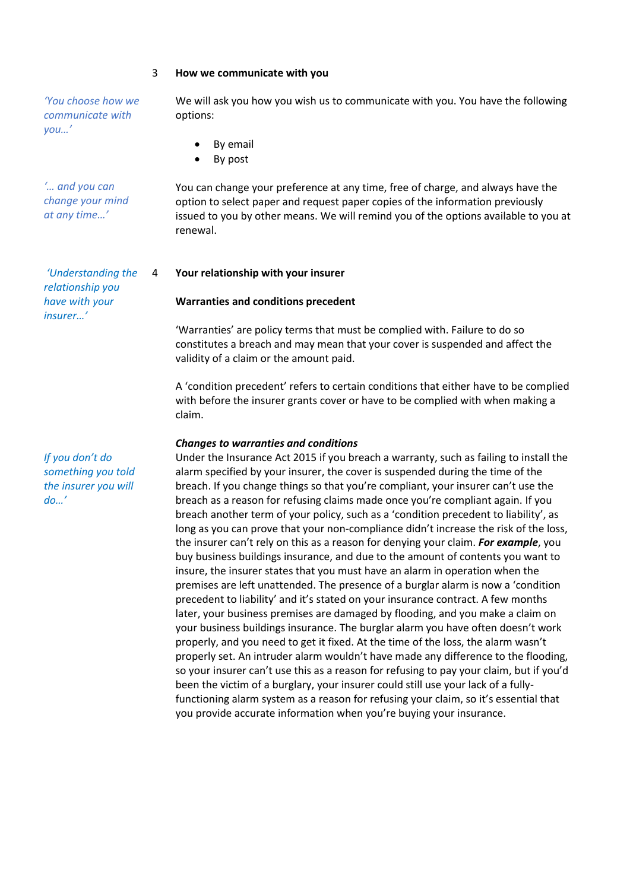## 3 How we communicate with you

*'You choose how we communicate with you…'*

We will ask you how you wish us to communicate with you. You have the following options:

- By email
- By post

*'… and you can change your mind at any time…'*

You can change your preference at any time, free of charge, and always have the option to select paper and request paper copies of the information previously issued to you by other means. We will remind you of the options available to you at renewal.

## 4 Your relationship with your insurer

*'Understanding the relationship you have with your insurer…'*

**Warranties and conditions precedent**

'Warranties' are policy terms that must be complied with. Failure to do so constitutes a breach and may mean that your cover is suspended and affect the validity of a claim or the amount paid.

A 'condition precedent' refers to certain conditions that either have to be complied with before the insurer grants cover or have to be complied with when making a claim.

***Changes to warranties and conditions***

*If you don't do something you told the insurer you will do…'*

Under the Insurance Act 2015 if you breach a warranty, such as failing to install the alarm specified by your insurer, the cover is suspended during the time of the breach. If you change things so that you're compliant, your insurer can't use the breach as a reason for refusing claims made once you're compliant again. If you breach another term of your policy, such as a 'condition precedent to liability', as long as you can prove that your non-compliance didn't increase the risk of the loss, the insurer can't rely on this as a reason for denying your claim. ***For example***, you buy business buildings insurance, and due to the amount of contents you want to insure, the insurer states that you must have an alarm in operation when the premises are left unattended. The presence of a burglar alarm is now a 'condition precedent to liability' and it's stated on your insurance contract. A few months later, your business premises are damaged by flooding, and you make a claim on your business buildings insurance. The burglar alarm you have often doesn't work properly, and you need to get it fixed. At the time of the loss, the alarm wasn't properly set. An intruder alarm wouldn't have made any difference to the flooding, so your insurer can't use this as a reason for refusing to pay your claim, but if you'd been the victim of a burglary, your insurer could still use your lack of a fully-functioning alarm system as a reason for refusing your claim, so it's essential that you provide accurate information when you're buying your insurance.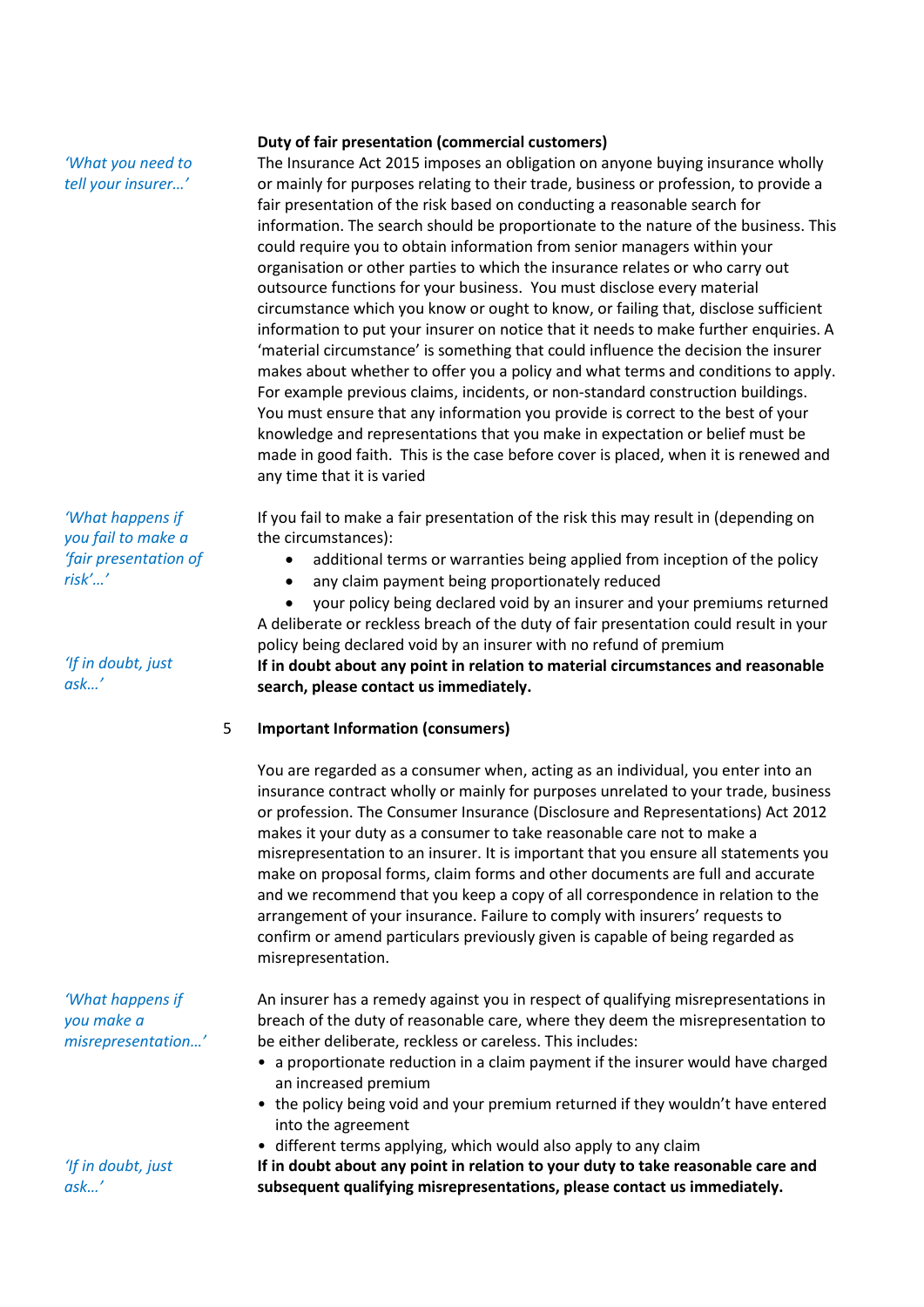*'What you need to tell your insurer…'*

**Duty of fair presentation (commercial customers)**

The Insurance Act 2015 imposes an obligation on anyone buying insurance wholly or mainly for purposes relating to their trade, business or profession, to provide a fair presentation of the risk based on conducting a reasonable search for information. The search should be proportionate to the nature of the business. This could require you to obtain information from senior managers within your organisation or other parties to which the insurance relates or who carry out outsource functions for your business. You must disclose every material circumstance which you know or ought to know, or failing that, disclose sufficient information to put your insurer on notice that it needs to make further enquiries. A 'material circumstance' is something that could influence the decision the insurer makes about whether to offer you a policy and what terms and conditions to apply. For example previous claims, incidents, or non-standard construction buildings. You must ensure that any information you provide is correct to the best of your knowledge and representations that you make in expectation or belief must be made in good faith. This is the case before cover is placed, when it is renewed and any time that it is varied

*'What happens if you fail to make a 'fair presentation of risk'…'*

If you fail to make a fair presentation of the risk this may result in (depending on the circumstances):

- additional terms or warranties being applied from inception of the policy
- any claim payment being proportionately reduced
- your policy being declared void by an insurer and your premiums returned

A deliberate or reckless breach of the duty of fair presentation could result in your policy being declared void by an insurer with no refund of premium

*'If in doubt, just ask…'*

**If in doubt about any point in relation to material circumstances and reasonable search, please contact us immediately.**

## 5 Important Information (consumers)

You are regarded as a consumer when, acting as an individual, you enter into an insurance contract wholly or mainly for purposes unrelated to your trade, business or profession. The Consumer Insurance (Disclosure and Representations) Act 2012 makes it your duty as a consumer to take reasonable care not to make a misrepresentation to an insurer. It is important that you ensure all statements you make on proposal forms, claim forms and other documents are full and accurate and we recommend that you keep a copy of all correspondence in relation to the arrangement of your insurance. Failure to comply with insurers' requests to confirm or amend particulars previously given is capable of being regarded as misrepresentation.

*'What happens if you make a misrepresentation…'*

An insurer has a remedy against you in respect of qualifying misrepresentations in breach of the duty of reasonable care, where they deem the misrepresentation to be either deliberate, reckless or careless. This includes:

- a proportionate reduction in a claim payment if the insurer would have charged an increased premium
- the policy being void and your premium returned if they wouldn't have entered into the agreement
- different terms applying, which would also apply to any claim

*'If in doubt, just ask…'*

**If in doubt about any point in relation to your duty to take reasonable care and subsequent qualifying misrepresentations, please contact us immediately.**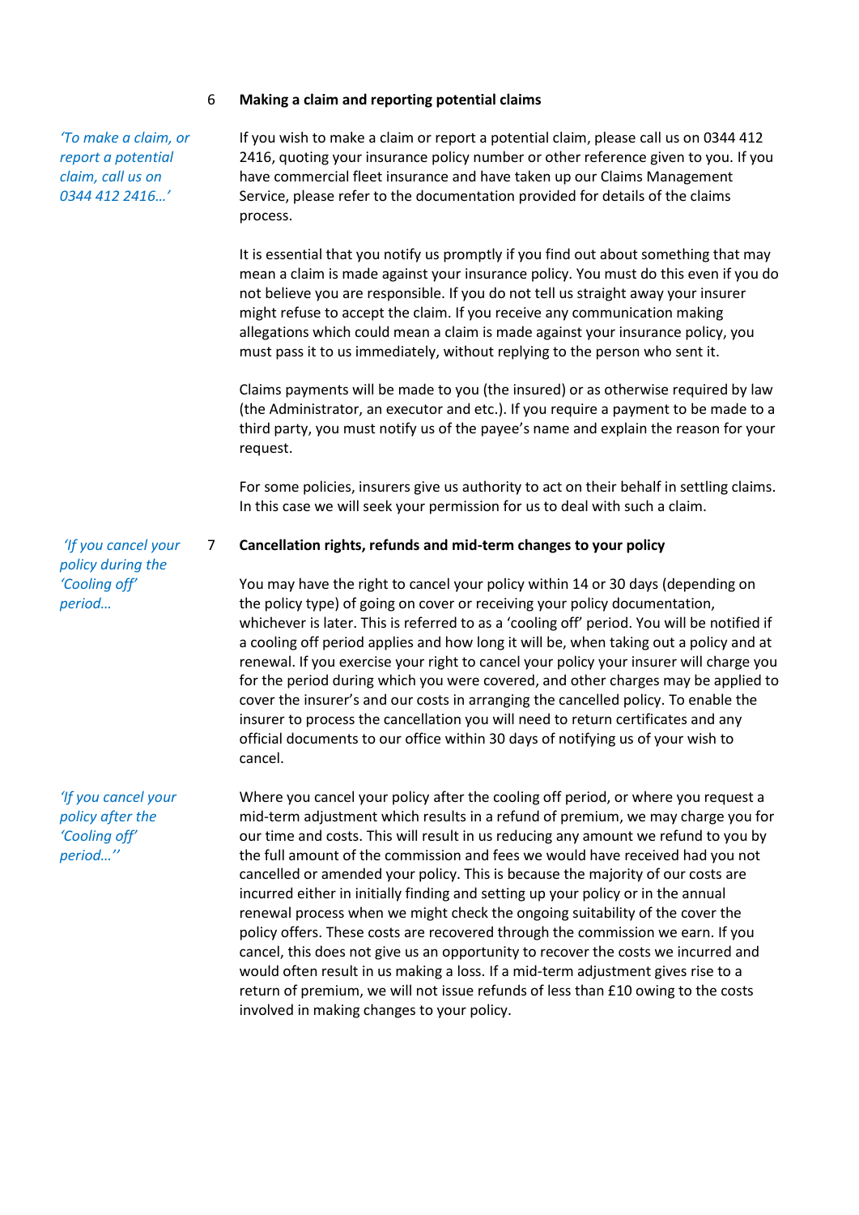## 6 Making a claim and reporting potential claims

*'To make a claim, or report a potential claim, call us on 0344 412 2416…'*

If you wish to make a claim or report a potential claim, please call us on 0344 412 2416, quoting your insurance policy number or other reference given to you. If you have commercial fleet insurance and have taken up our Claims Management Service, please refer to the documentation provided for details of the claims process.

It is essential that you notify us promptly if you find out about something that may mean a claim is made against your insurance policy. You must do this even if you do not believe you are responsible. If you do not tell us straight away your insurer might refuse to accept the claim. If you receive any communication making allegations which could mean a claim is made against your insurance policy, you must pass it to us immediately, without replying to the person who sent it.

Claims payments will be made to you (the insured) or as otherwise required by law (the Administrator, an executor and etc.). If you require a payment to be made to a third party, you must notify us of the payee's name and explain the reason for your request.

For some policies, insurers give us authority to act on their behalf in settling claims. In this case we will seek your permission for us to deal with such a claim.

## 7 Cancellation rights, refunds and mid-term changes to your policy

*'If you cancel your policy during the 'Cooling off' period…*

You may have the right to cancel your policy within 14 or 30 days (depending on the policy type) of going on cover or receiving your policy documentation, whichever is later. This is referred to as a 'cooling off' period. You will be notified if a cooling off period applies and how long it will be, when taking out a policy and at renewal. If you exercise your right to cancel your policy your insurer will charge you for the period during which you were covered, and other charges may be applied to cover the insurer's and our costs in arranging the cancelled policy. To enable the insurer to process the cancellation you will need to return certificates and any official documents to our office within 30 days of notifying us of your wish to cancel.

*'If you cancel your policy after the 'Cooling off' period…''*

Where you cancel your policy after the cooling off period, or where you request a mid-term adjustment which results in a refund of premium, we may charge you for our time and costs. This will result in us reducing any amount we refund to you by the full amount of the commission and fees we would have received had you not cancelled or amended your policy. This is because the majority of our costs are incurred either in initially finding and setting up your policy or in the annual renewal process when we might check the ongoing suitability of the cover the policy offers. These costs are recovered through the commission we earn. If you cancel, this does not give us an opportunity to recover the costs we incurred and would often result in us making a loss. If a mid-term adjustment gives rise to a return of premium, we will not issue refunds of less than £10 owing to the costs involved in making changes to your policy.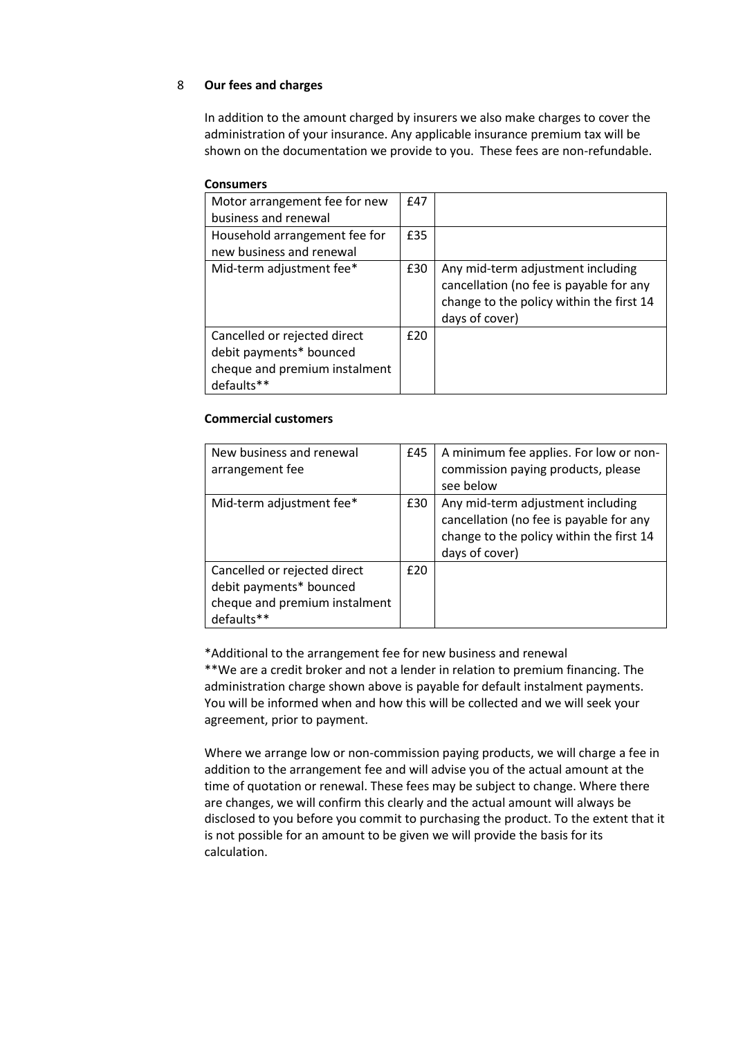## 8 Our fees and charges

In addition to the amount charged by insurers we also make charges to cover the administration of your insurance. Any applicable insurance premium tax will be shown on the documentation we provide to you. These fees are non-refundable.

**Consumers**

| | | |
|---|---|---|
| Motor arrangement fee for new business and renewal | £47 | |
| Household arrangement fee for new business and renewal | £35 | |
| Mid-term adjustment fee* | £30 | Any mid-term adjustment including cancellation (no fee is payable for any change to the policy within the first 14 days of cover) |
| Cancelled or rejected direct debit payments* bounced cheque and premium instalment defaults** | £20 | |

**Commercial customers**

| | | |
|---|---|---|
| New business and renewal arrangement fee | £45 | A minimum fee applies. For low or non-commission paying products, please see below |
| Mid-term adjustment fee* | £30 | Any mid-term adjustment including cancellation (no fee is payable for any change to the policy within the first 14 days of cover) |
| Cancelled or rejected direct debit payments* bounced cheque and premium instalment defaults** | £20 | |

*Additional to the arrangement fee for new business and renewal

**We are a credit broker and not a lender in relation to premium financing. The administration charge shown above is payable for default instalment payments. You will be informed when and how this will be collected and we will seek your agreement, prior to payment.

Where we arrange low or non-commission paying products, we will charge a fee in addition to the arrangement fee and will advise you of the actual amount at the time of quotation or renewal. These fees may be subject to change. Where there are changes, we will confirm this clearly and the actual amount will always be disclosed to you before you commit to purchasing the product. To the extent that it is not possible for an amount to be given we will provide the basis for its calculation.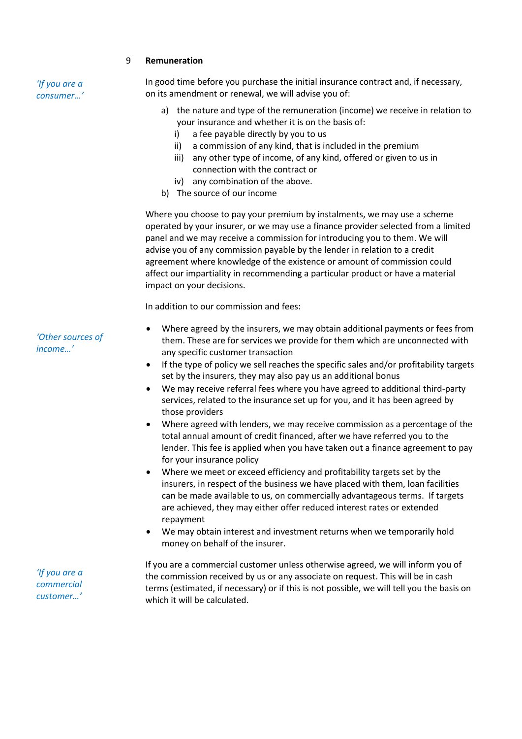## 9 Remuneration

*'If you are a consumer…'*

In good time before you purchase the initial insurance contract and, if necessary, on its amendment or renewal, we will advise you of:

a) the nature and type of the remuneration (income) we receive in relation to your insurance and whether it is on the basis of:
   i) a fee payable directly by you to us
   ii) a commission of any kind, that is included in the premium
   iii) any other type of income, of any kind, offered or given to us in connection with the contract or
   iv) any combination of the above.

b) The source of our income

Where you choose to pay your premium by instalments, we may use a scheme operated by your insurer, or we may use a finance provider selected from a limited panel and we may receive a commission for introducing you to them. We will advise you of any commission payable by the lender in relation to a credit agreement where knowledge of the existence or amount of commission could affect our impartiality in recommending a particular product or have a material impact on your decisions.

In addition to our commission and fees:

*'Other sources of income…'*

- Where agreed by the insurers, we may obtain additional payments or fees from them. These are for services we provide for them which are unconnected with any specific customer transaction
- If the type of policy we sell reaches the specific sales and/or profitability targets set by the insurers, they may also pay us an additional bonus
- We may receive referral fees where you have agreed to additional third-party services, related to the insurance set up for you, and it has been agreed by those providers
- Where agreed with lenders, we may receive commission as a percentage of the total annual amount of credit financed, after we have referred you to the lender. This fee is applied when you have taken out a finance agreement to pay for your insurance policy
- Where we meet or exceed efficiency and profitability targets set by the insurers, in respect of the business we have placed with them, loan facilities can be made available to us, on commercially advantageous terms. If targets are achieved, they may either offer reduced interest rates or extended repayment
- We may obtain interest and investment returns when we temporarily hold money on behalf of the insurer.

*'If you are a commercial customer…'*

If you are a commercial customer unless otherwise agreed, we will inform you of the commission received by us or any associate on request. This will be in cash terms (estimated, if necessary) or if this is not possible, we will tell you the basis on which it will be calculated.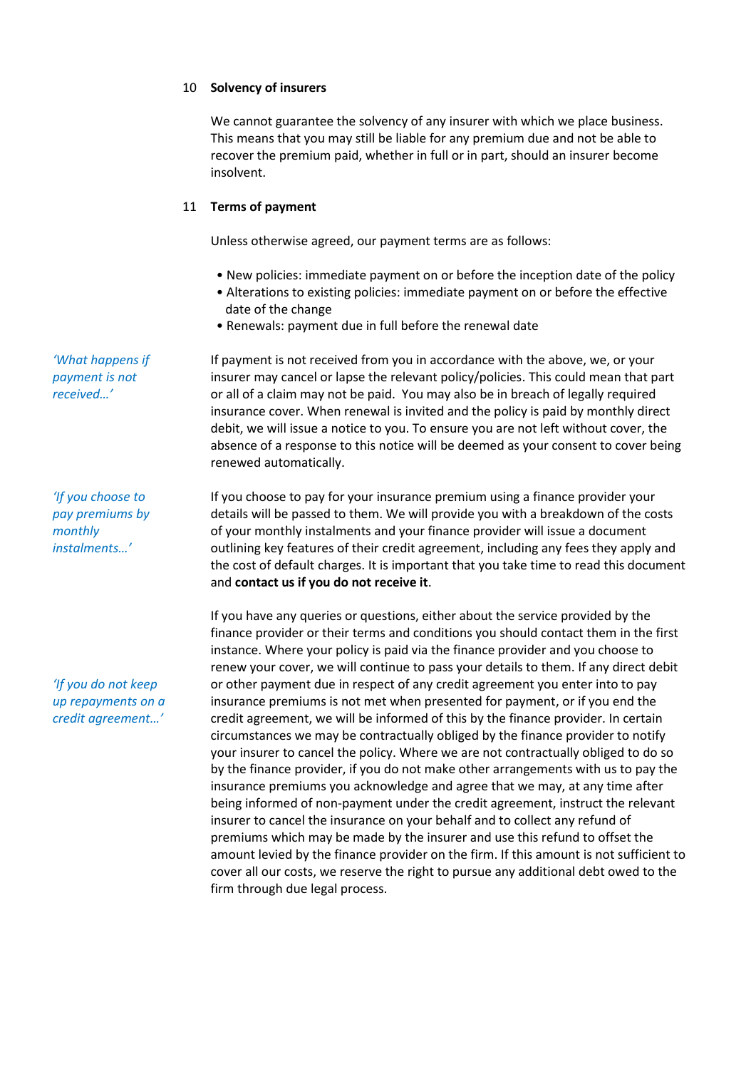## 10 Solvency of insurers

We cannot guarantee the solvency of any insurer with which we place business. This means that you may still be liable for any premium due and not be able to recover the premium paid, whether in full or in part, should an insurer become insolvent.

## 11 Terms of payment

Unless otherwise agreed, our payment terms are as follows:

- New policies: immediate payment on or before the inception date of the policy
- Alterations to existing policies: immediate payment on or before the effective date of the change
- Renewals: payment due in full before the renewal date

*'What happens if payment is not received…'*

If payment is not received from you in accordance with the above, we, or your insurer may cancel or lapse the relevant policy/policies. This could mean that part or all of a claim may not be paid. You may also be in breach of legally required insurance cover. When renewal is invited and the policy is paid by monthly direct debit, we will issue a notice to you. To ensure you are not left without cover, the absence of a response to this notice will be deemed as your consent to cover being renewed automatically.

*'If you choose to pay premiums by monthly instalments…'*

If you choose to pay for your insurance premium using a finance provider your details will be passed to them. We will provide you with a breakdown of the costs of your monthly instalments and your finance provider will issue a document outlining key features of their credit agreement, including any fees they apply and the cost of default charges. It is important that you take time to read this document and **contact us if you do not receive it**.

*'If you do not keep up repayments on a credit agreement…'*

If you have any queries or questions, either about the service provided by the finance provider or their terms and conditions you should contact them in the first instance. Where your policy is paid via the finance provider and you choose to renew your cover, we will continue to pass your details to them. If any direct debit or other payment due in respect of any credit agreement you enter into to pay insurance premiums is not met when presented for payment, or if you end the credit agreement, we will be informed of this by the finance provider. In certain circumstances we may be contractually obliged by the finance provider to notify your insurer to cancel the policy. Where we are not contractually obliged to do so by the finance provider, if you do not make other arrangements with us to pay the insurance premiums you acknowledge and agree that we may, at any time after being informed of non-payment under the credit agreement, instruct the relevant insurer to cancel the insurance on your behalf and to collect any refund of premiums which may be made by the insurer and use this refund to offset the amount levied by the finance provider on the firm. If this amount is not sufficient to cover all our costs, we reserve the right to pursue any additional debt owed to the firm through due legal process.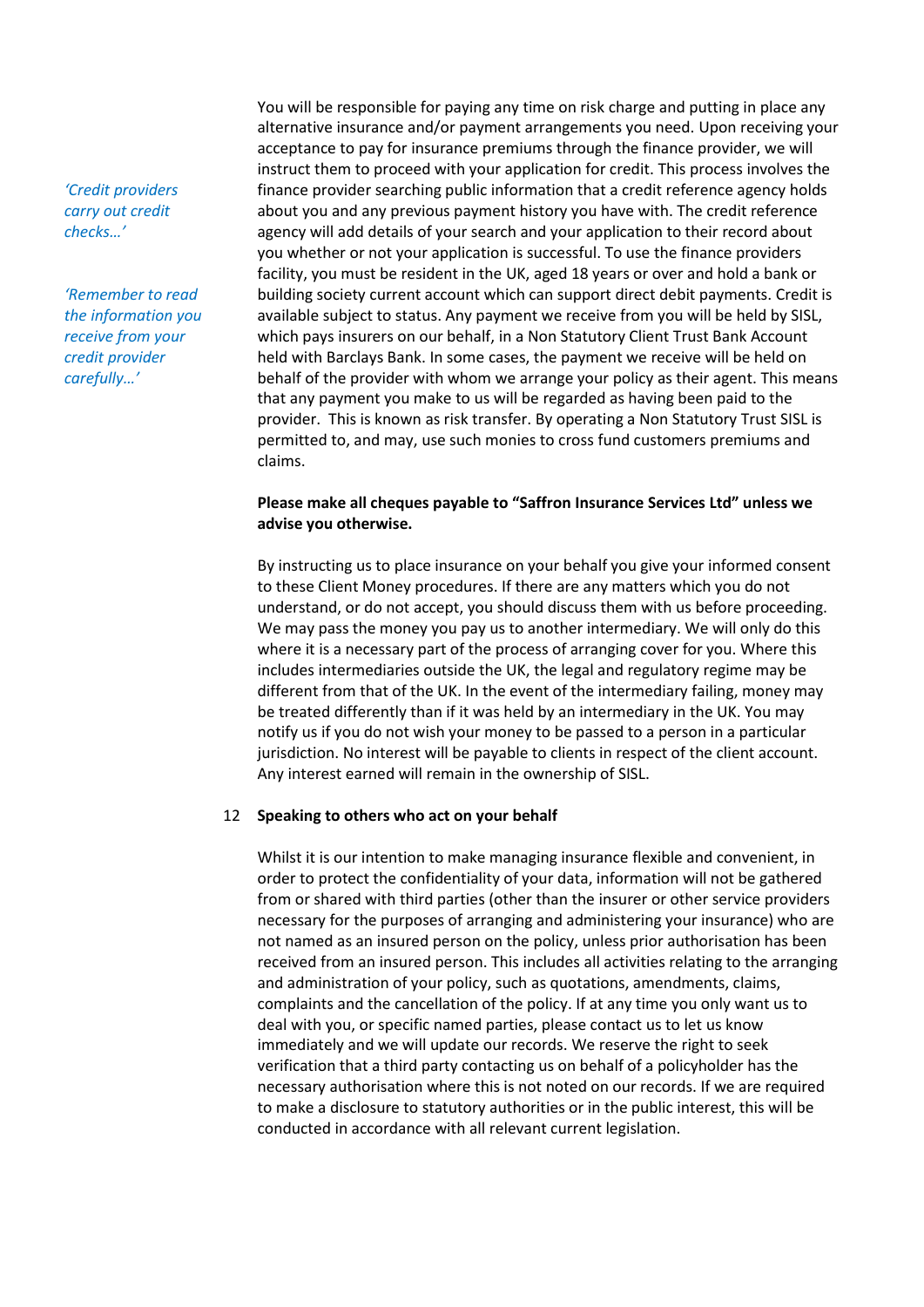*'Credit providers carry out credit checks…'*

*'Remember to read the information you receive from your credit provider carefully…'*

You will be responsible for paying any time on risk charge and putting in place any alternative insurance and/or payment arrangements you need. Upon receiving your acceptance to pay for insurance premiums through the finance provider, we will instruct them to proceed with your application for credit. This process involves the finance provider searching public information that a credit reference agency holds about you and any previous payment history you have with. The credit reference agency will add details of your search and your application to their record about you whether or not your application is successful. To use the finance providers facility, you must be resident in the UK, aged 18 years or over and hold a bank or building society current account which can support direct debit payments. Credit is available subject to status. Any payment we receive from you will be held by SISL, which pays insurers on our behalf, in a Non Statutory Client Trust Bank Account held with Barclays Bank. In some cases, the payment we receive will be held on behalf of the provider with whom we arrange your policy as their agent. This means that any payment you make to us will be regarded as having been paid to the provider. This is known as risk transfer. By operating a Non Statutory Trust SISL is permitted to, and may, use such monies to cross fund customers premiums and claims.

**Please make all cheques payable to "Saffron Insurance Services Ltd" unless we advise you otherwise.**

By instructing us to place insurance on your behalf you give your informed consent to these Client Money procedures. If there are any matters which you do not understand, or do not accept, you should discuss them with us before proceeding. We may pass the money you pay us to another intermediary. We will only do this where it is a necessary part of the process of arranging cover for you. Where this includes intermediaries outside the UK, the legal and regulatory regime may be different from that of the UK. In the event of the intermediary failing, money may be treated differently than if it was held by an intermediary in the UK. You may notify us if you do not wish your money to be passed to a person in a particular jurisdiction. No interest will be payable to clients in respect of the client account. Any interest earned will remain in the ownership of SISL.

## 12 Speaking to others who act on your behalf

Whilst it is our intention to make managing insurance flexible and convenient, in order to protect the confidentiality of your data, information will not be gathered from or shared with third parties (other than the insurer or other service providers necessary for the purposes of arranging and administering your insurance) who are not named as an insured person on the policy, unless prior authorisation has been received from an insured person. This includes all activities relating to the arranging and administration of your policy, such as quotations, amendments, claims, complaints and the cancellation of the policy. If at any time you only want us to deal with you, or specific named parties, please contact us to let us know immediately and we will update our records. We reserve the right to seek verification that a third party contacting us on behalf of a policyholder has the necessary authorisation where this is not noted on our records. If we are required to make a disclosure to statutory authorities or in the public interest, this will be conducted in accordance with all relevant current legislation.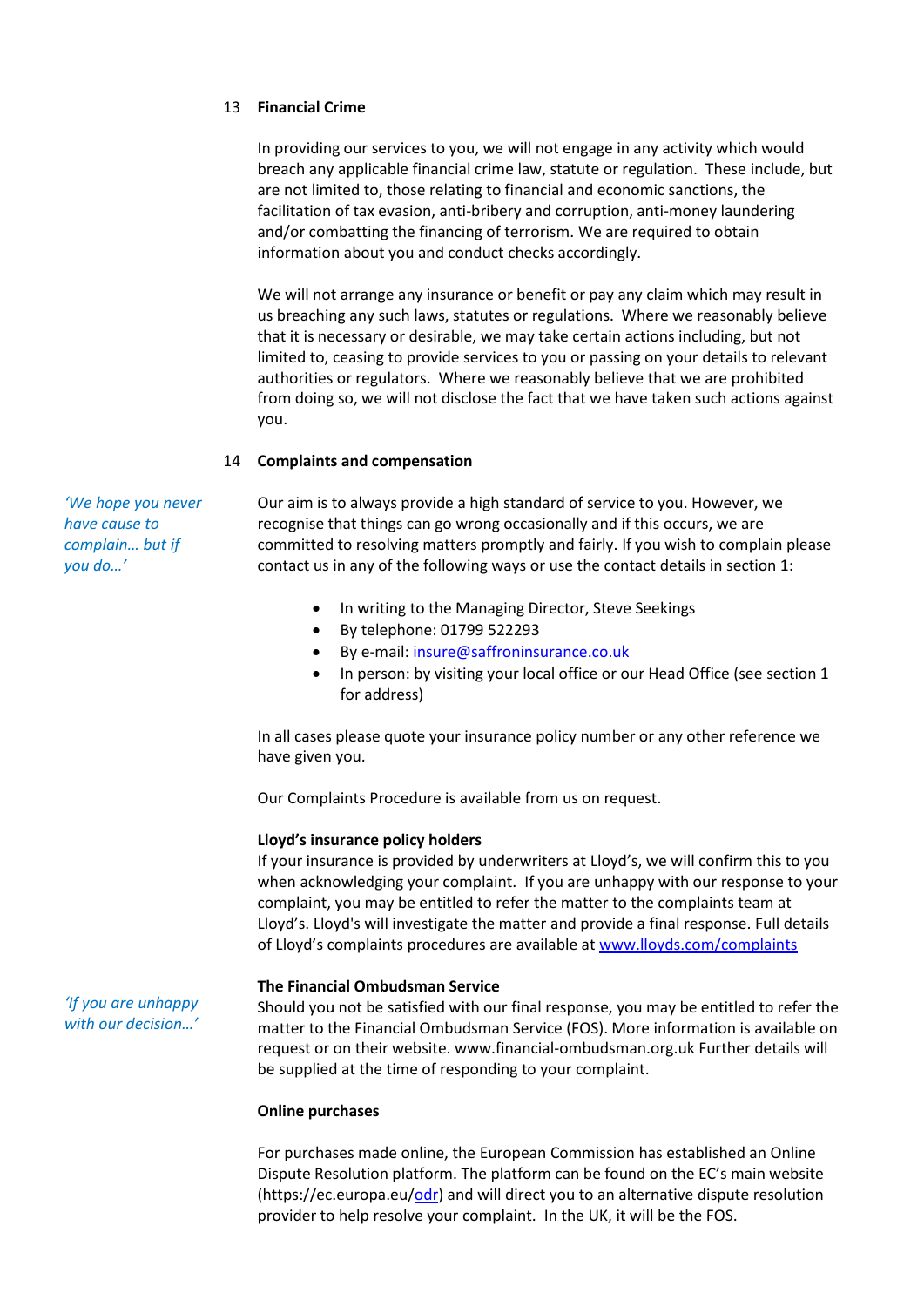## 13 Financial Crime

In providing our services to you, we will not engage in any activity which would breach any applicable financial crime law, statute or regulation. These include, but are not limited to, those relating to financial and economic sanctions, the facilitation of tax evasion, anti-bribery and corruption, anti-money laundering and/or combatting the financing of terrorism. We are required to obtain information about you and conduct checks accordingly.

We will not arrange any insurance or benefit or pay any claim which may result in us breaching any such laws, statutes or regulations. Where we reasonably believe that it is necessary or desirable, we may take certain actions including, but not limited to, ceasing to provide services to you or passing on your details to relevant authorities or regulators. Where we reasonably believe that we are prohibited from doing so, we will not disclose the fact that we have taken such actions against you.

## 14 Complaints and compensation

*'We hope you never have cause to complain… but if you do…'*

Our aim is to always provide a high standard of service to you. However, we recognise that things can go wrong occasionally and if this occurs, we are committed to resolving matters promptly and fairly. If you wish to complain please contact us in any of the following ways or use the contact details in section 1:

- In writing to the Managing Director, Steve Seekings
- By telephone: 01799 522293
- By e-mail: insure@saffroninsurance.co.uk
- In person: by visiting your local office or our Head Office (see section 1 for address)

In all cases please quote your insurance policy number or any other reference we have given you.

Our Complaints Procedure is available from us on request.

**Lloyd's insurance policy holders**

If your insurance is provided by underwriters at Lloyd's, we will confirm this to you when acknowledging your complaint. If you are unhappy with our response to your complaint, you may be entitled to refer the matter to the complaints team at Lloyd's. Lloyd's will investigate the matter and provide a final response. Full details of Lloyd's complaints procedures are available at www.lloyds.com/complaints

*'If you are unhappy with our decision…'*

**The Financial Ombudsman Service**

Should you not be satisfied with our final response, you may be entitled to refer the matter to the Financial Ombudsman Service (FOS). More information is available on request or on their website. www.financial-ombudsman.org.uk Further details will be supplied at the time of responding to your complaint.

**Online purchases**

For purchases made online, the European Commission has established an Online Dispute Resolution platform. The platform can be found on the EC's main website (https://ec.europa.eu/odr) and will direct you to an alternative dispute resolution provider to help resolve your complaint. In the UK, it will be the FOS.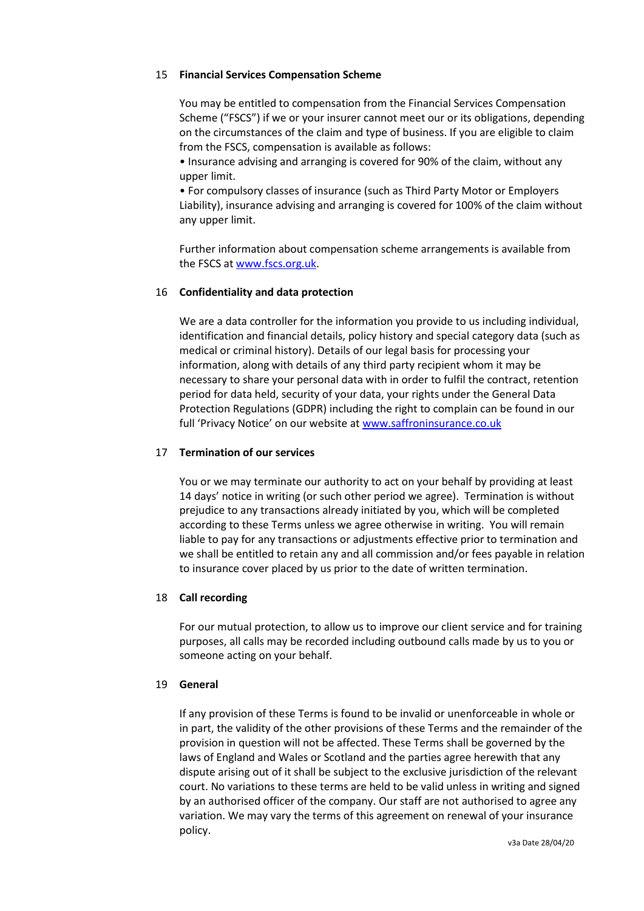## 15 Financial Services Compensation Scheme

You may be entitled to compensation from the Financial Services Compensation Scheme ("FSCS") if we or your insurer cannot meet our or its obligations, depending on the circumstances of the claim and type of business. If you are eligible to claim from the FSCS, compensation is available as follows:

- Insurance advising and arranging is covered for 90% of the claim, without any upper limit.
- For compulsory classes of insurance (such as Third Party Motor or Employers Liability), insurance advising and arranging is covered for 100% of the claim without any upper limit.

Further information about compensation scheme arrangements is available from the FSCS at www.fscs.org.uk.

## 16 Confidentiality and data protection

We are a data controller for the information you provide to us including individual, identification and financial details, policy history and special category data (such as medical or criminal history). Details of our legal basis for processing your information, along with details of any third party recipient whom it may be necessary to share your personal data with in order to fulfil the contract, retention period for data held, security of your data, your rights under the General Data Protection Regulations (GDPR) including the right to complain can be found in our full 'Privacy Notice' on our website at www.saffroninsurance.co.uk

## 17 Termination of our services

You or we may terminate our authority to act on your behalf by providing at least 14 days' notice in writing (or such other period we agree). Termination is without prejudice to any transactions already initiated by you, which will be completed according to these Terms unless we agree otherwise in writing. You will remain liable to pay for any transactions or adjustments effective prior to termination and we shall be entitled to retain any and all commission and/or fees payable in relation to insurance cover placed by us prior to the date of written termination.

## 18 Call recording

For our mutual protection, to allow us to improve our client service and for training purposes, all calls may be recorded including outbound calls made by us to you or someone acting on your behalf.

## 19 General

If any provision of these Terms is found to be invalid or unenforceable in whole or in part, the validity of the other provisions of these Terms and the remainder of the provision in question will not be affected. These Terms shall be governed by the laws of England and Wales or Scotland and the parties agree herewith that any dispute arising out of it shall be subject to the exclusive jurisdiction of the relevant court. No variations to these terms are held to be valid unless in writing and signed by an authorised officer of the company. Our staff are not authorised to agree any variation. We may vary the terms of this agreement on renewal of your insurance policy.

v3a Date 28/04/20